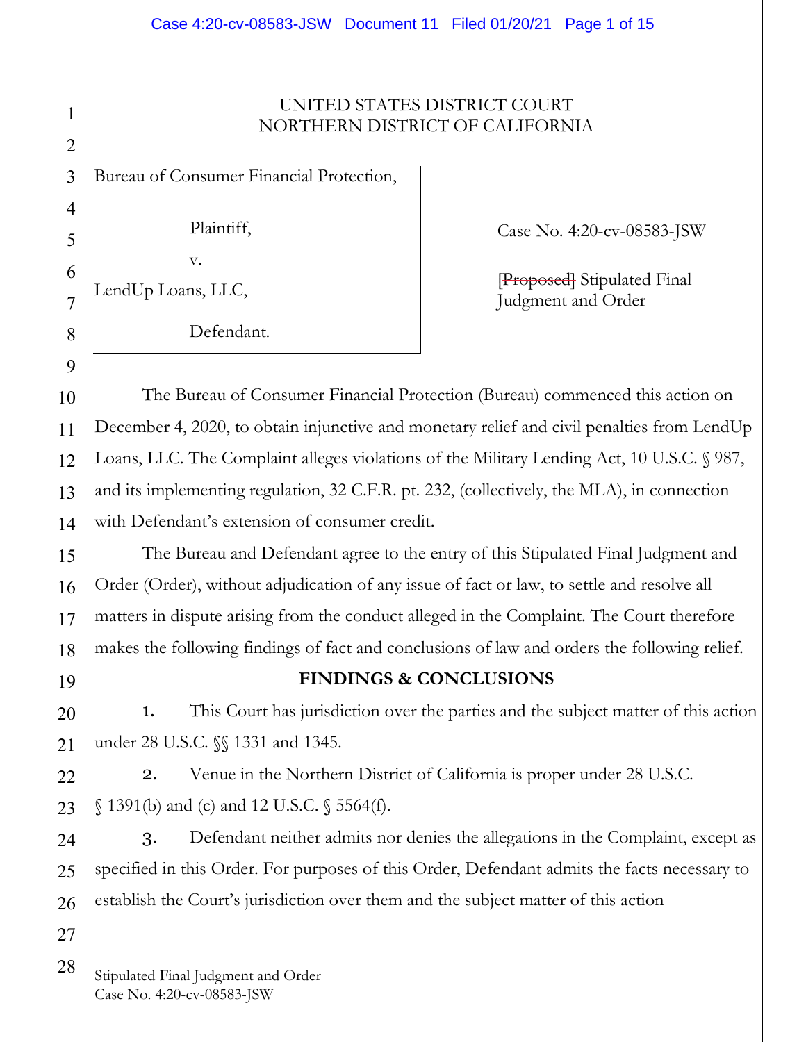UNITED STATES DISTRICT COURT
NORTHERN DISTRICT OF CALIFORNIA

| | |
|---|---|
| Bureau of Consumer Financial Protection,<br><br>Plaintiff,<br><br>v.<br><br>LendUp Loans, LLC,<br><br>Defendant. | Case No. 4:20-cv-08583-JSW<br><br>~~[Proposed]~~ Stipulated Final Judgment and Order |

The Bureau of Consumer Financial Protection (Bureau) commenced this action on December 4, 2020, to obtain injunctive and monetary relief and civil penalties from LendUp Loans, LLC. The Complaint alleges violations of the Military Lending Act, 10 U.S.C. § 987, and its implementing regulation, 32 C.F.R. pt. 232, (collectively, the MLA), in connection with Defendant's extension of consumer credit.

The Bureau and Defendant agree to the entry of this Stipulated Final Judgment and Order (Order), without adjudication of any issue of fact or law, to settle and resolve all matters in dispute arising from the conduct alleged in the Complaint. The Court therefore makes the following findings of fact and conclusions of law and orders the following relief.

## FINDINGS & CONCLUSIONS

**1.** This Court has jurisdiction over the parties and the subject matter of this action under 28 U.S.C. §§ 1331 and 1345.

**2.** Venue in the Northern District of California is proper under 28 U.S.C. § 1391(b) and (c) and 12 U.S.C. § 5564(f).

**3.** Defendant neither admits nor denies the allegations in the Complaint, except as specified in this Order. For purposes of this Order, Defendant admits the facts necessary to establish the Court's jurisdiction over them and the subject matter of this action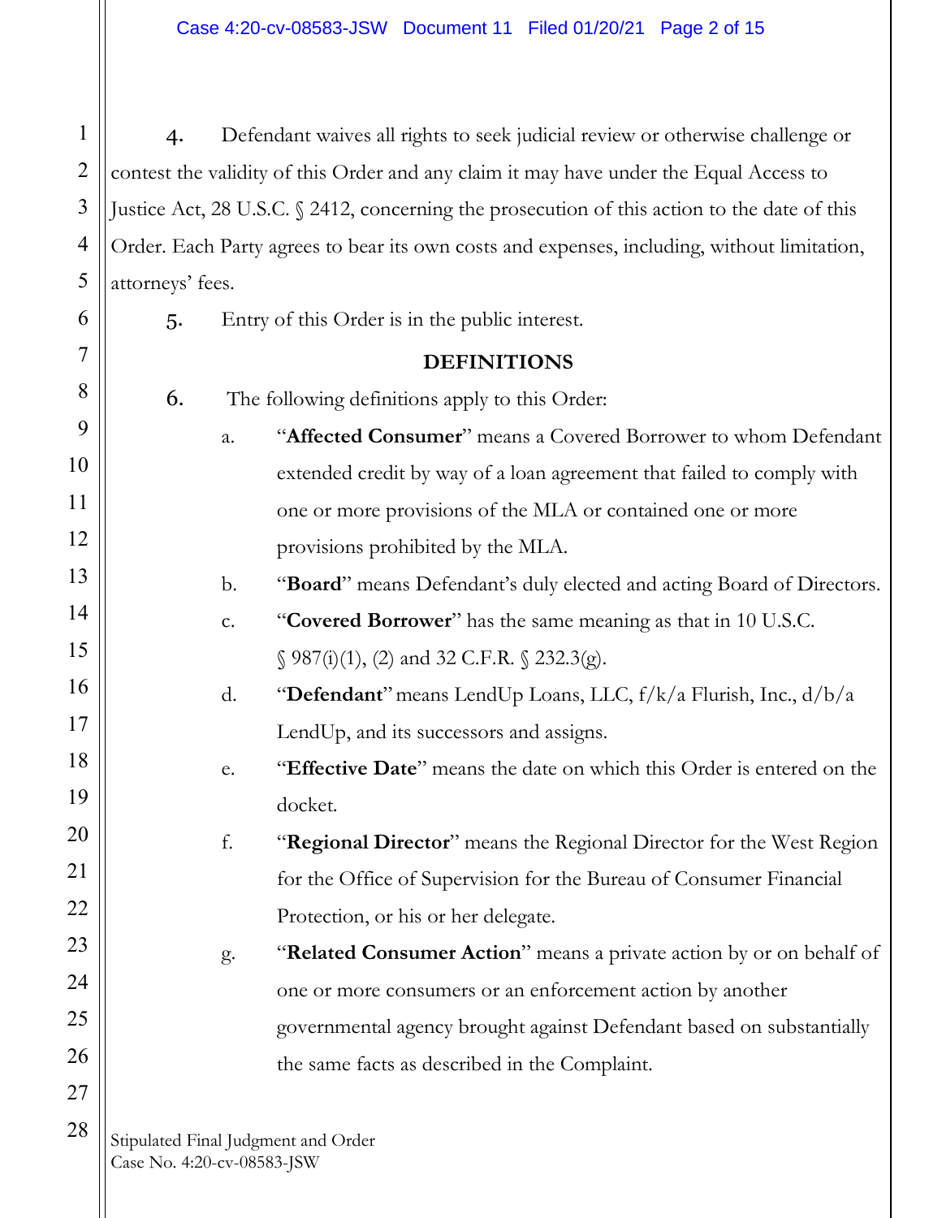4. Defendant waives all rights to seek judicial review or otherwise challenge or contest the validity of this Order and any claim it may have under the Equal Access to Justice Act, 28 U.S.C. § 2412, concerning the prosecution of this action to the date of this Order. Each Party agrees to bear its own costs and expenses, including, without limitation, attorneys' fees.

5. Entry of this Order is in the public interest.

## DEFINITIONS

6. The following definitions apply to this Order:

a. "**Affected Consumer**" means a Covered Borrower to whom Defendant extended credit by way of a loan agreement that failed to comply with one or more provisions of the MLA or contained one or more provisions prohibited by the MLA.

b. "**Board**" means Defendant's duly elected and acting Board of Directors.

c. "**Covered Borrower**" has the same meaning as that in 10 U.S.C. § 987(i)(1), (2) and 32 C.F.R. § 232.3(g).

d. "**Defendant**" means LendUp Loans, LLC, f/k/a Flurish, Inc., d/b/a LendUp, and its successors and assigns.

e. "**Effective Date**" means the date on which this Order is entered on the docket.

f. "**Regional Director**" means the Regional Director for the West Region for the Office of Supervision for the Bureau of Consumer Financial Protection, or his or her delegate.

g. "**Related Consumer Action**" means a private action by or on behalf of one or more consumers or an enforcement action by another governmental agency brought against Defendant based on substantially the same facts as described in the Complaint.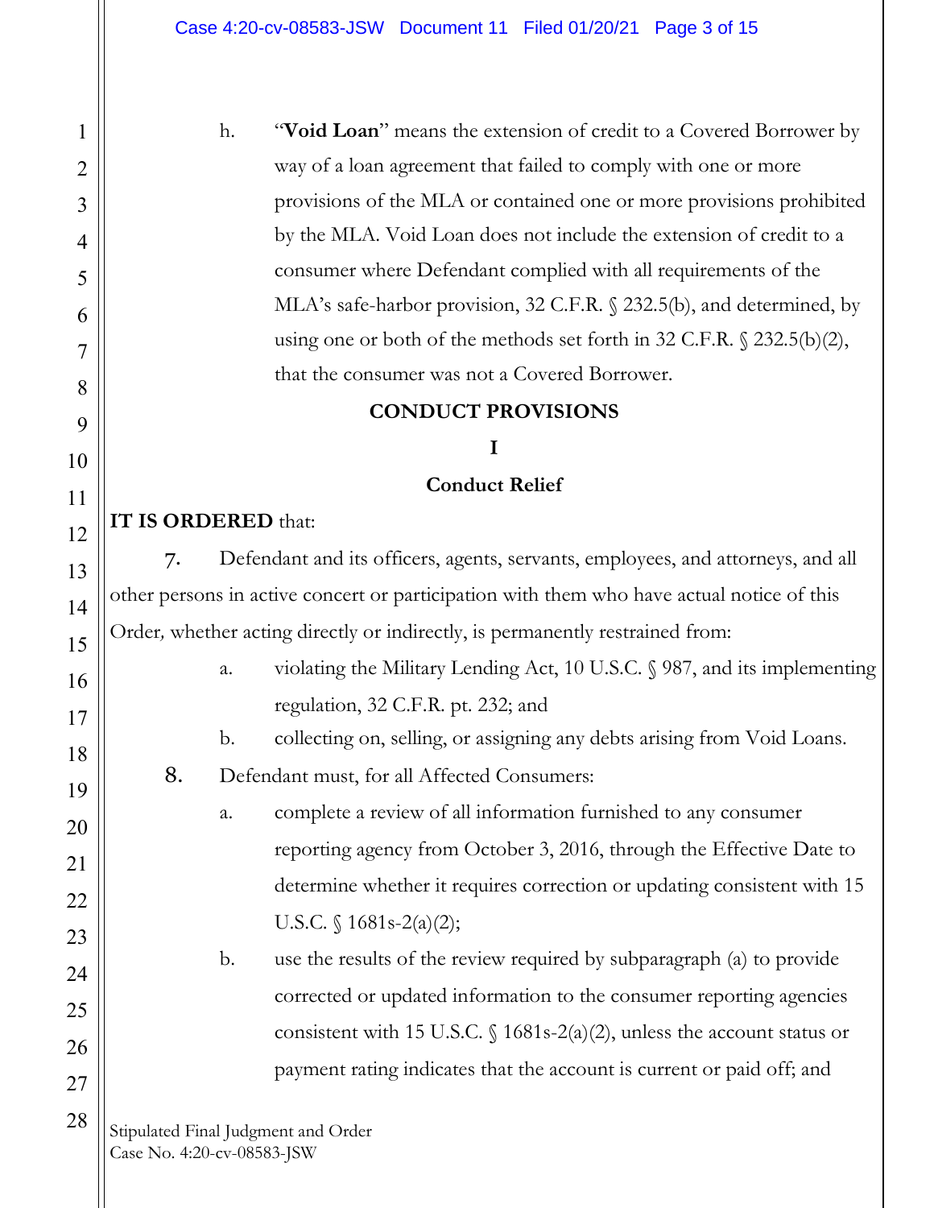h. "**Void Loan**" means the extension of credit to a Covered Borrower by way of a loan agreement that failed to comply with one or more provisions of the MLA or contained one or more provisions prohibited by the MLA. Void Loan does not include the extension of credit to a consumer where Defendant complied with all requirements of the MLA's safe-harbor provision, 32 C.F.R. § 232.5(b), and determined, by using one or both of the methods set forth in 32 C.F.R. § 232.5(b)(2), that the consumer was not a Covered Borrower.

## CONDUCT PROVISIONS

### I

### Conduct Relief

**IT IS ORDERED** that:

7. Defendant and its officers, agents, servants, employees, and attorneys, and all other persons in active concert or participation with them who have actual notice of this Order, whether acting directly or indirectly, is permanently restrained from:

   a. violating the Military Lending Act, 10 U.S.C. § 987, and its implementing regulation, 32 C.F.R. pt. 232; and

   b. collecting on, selling, or assigning any debts arising from Void Loans.

8. Defendant must, for all Affected Consumers:

   a. complete a review of all information furnished to any consumer reporting agency from October 3, 2016, through the Effective Date to determine whether it requires correction or updating consistent with 15 U.S.C. § 1681s-2(a)(2);

   b. use the results of the review required by subparagraph (a) to provide corrected or updated information to the consumer reporting agencies consistent with 15 U.S.C. § 1681s-2(a)(2), unless the account status or payment rating indicates that the account is current or paid off; and

Stipulated Final Judgment and Order
Case No. 4:20-cv-08583-JSW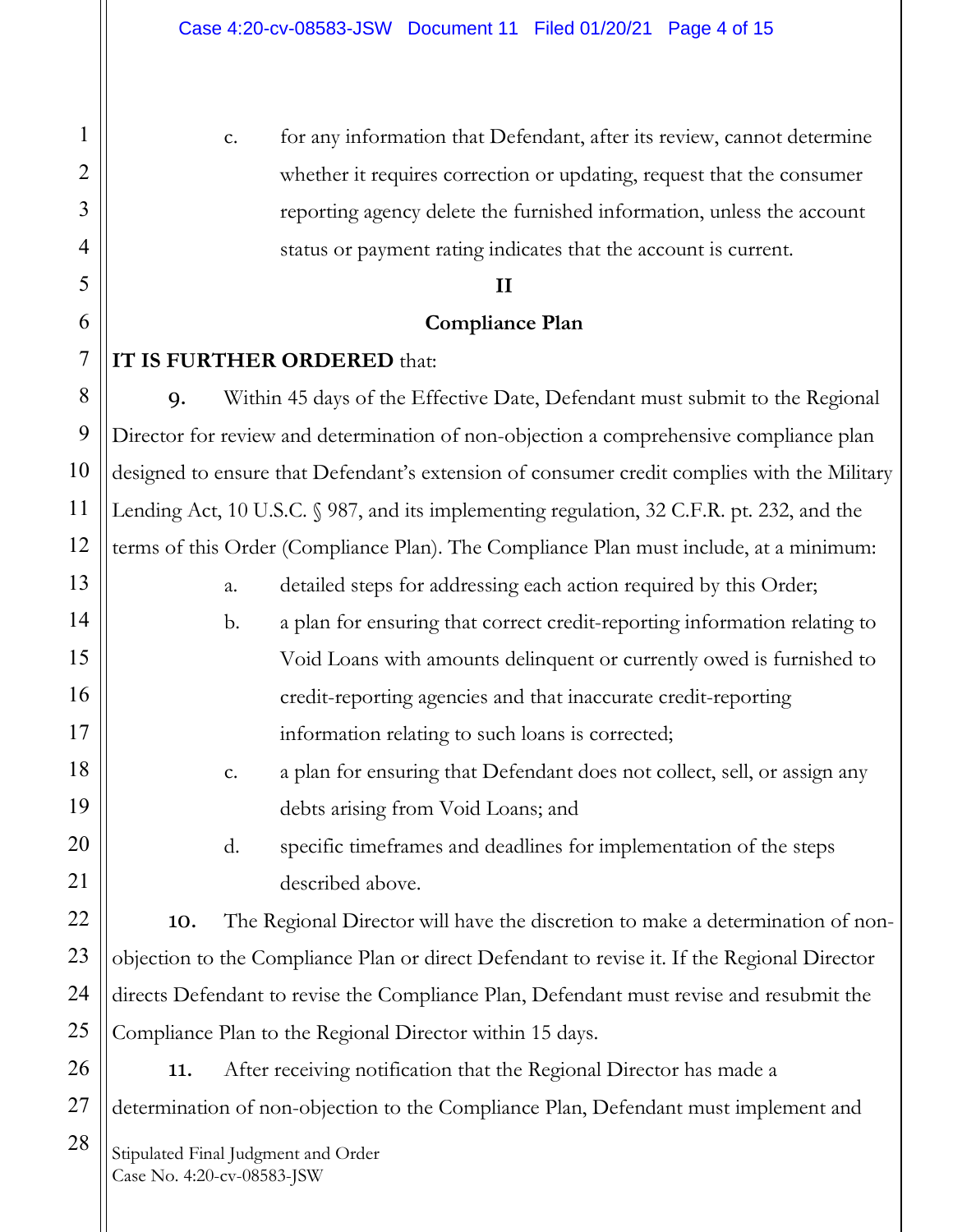c. for any information that Defendant, after its review, cannot determine whether it requires correction or updating, request that the consumer reporting agency delete the furnished information, unless the account status or payment rating indicates that the account is current.

## II

## Compliance Plan

**IT IS FURTHER ORDERED** that:

**9.** Within 45 days of the Effective Date, Defendant must submit to the Regional Director for review and determination of non-objection a comprehensive compliance plan designed to ensure that Defendant's extension of consumer credit complies with the Military Lending Act, 10 U.S.C. § 987, and its implementing regulation, 32 C.F.R. pt. 232, and the terms of this Order (Compliance Plan). The Compliance Plan must include, at a minimum:

a. detailed steps for addressing each action required by this Order;

b. a plan for ensuring that correct credit-reporting information relating to Void Loans with amounts delinquent or currently owed is furnished to credit-reporting agencies and that inaccurate credit-reporting information relating to such loans is corrected;

c. a plan for ensuring that Defendant does not collect, sell, or assign any debts arising from Void Loans; and

d. specific timeframes and deadlines for implementation of the steps described above.

**10.** The Regional Director will have the discretion to make a determination of non-objection to the Compliance Plan or direct Defendant to revise it. If the Regional Director directs Defendant to revise the Compliance Plan, Defendant must revise and resubmit the Compliance Plan to the Regional Director within 15 days.

**11.** After receiving notification that the Regional Director has made a determination of non-objection to the Compliance Plan, Defendant must implement and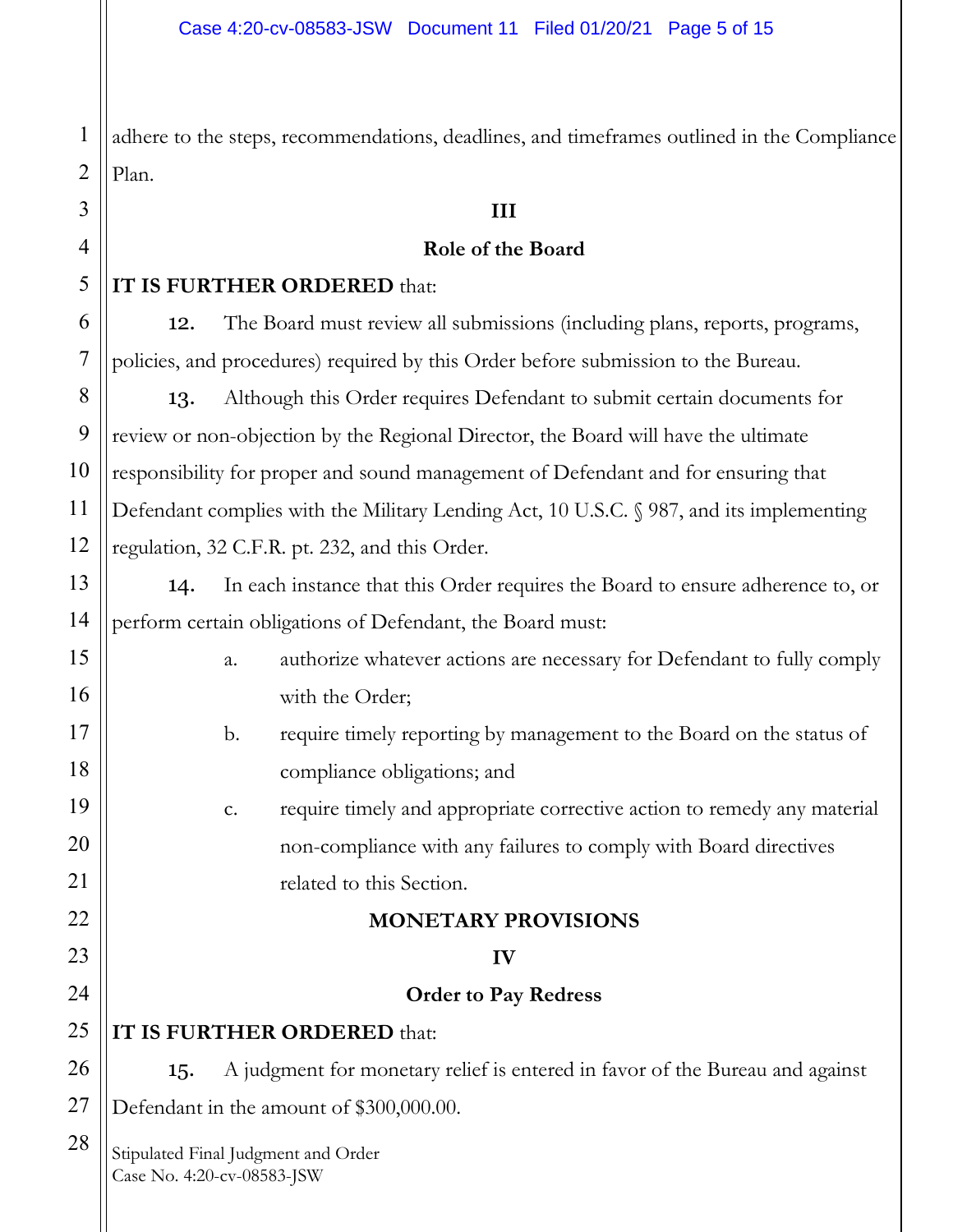adhere to the steps, recommendations, deadlines, and timeframes outlined in the Compliance Plan.

## III

## Role of the Board

**IT IS FURTHER ORDERED** that:

**12.** The Board must review all submissions (including plans, reports, programs, policies, and procedures) required by this Order before submission to the Bureau.

**13.** Although this Order requires Defendant to submit certain documents for review or non-objection by the Regional Director, the Board will have the ultimate responsibility for proper and sound management of Defendant and for ensuring that Defendant complies with the Military Lending Act, 10 U.S.C. § 987, and its implementing regulation, 32 C.F.R. pt. 232, and this Order.

**14.** In each instance that this Order requires the Board to ensure adherence to, or perform certain obligations of Defendant, the Board must:

a. authorize whatever actions are necessary for Defendant to fully comply with the Order;

b. require timely reporting by management to the Board on the status of compliance obligations; and

c. require timely and appropriate corrective action to remedy any material non-compliance with any failures to comply with Board directives related to this Section.

## MONETARY PROVISIONS

## IV

## Order to Pay Redress

**IT IS FURTHER ORDERED** that:

**15.** A judgment for monetary relief is entered in favor of the Bureau and against Defendant in the amount of $300,000.00.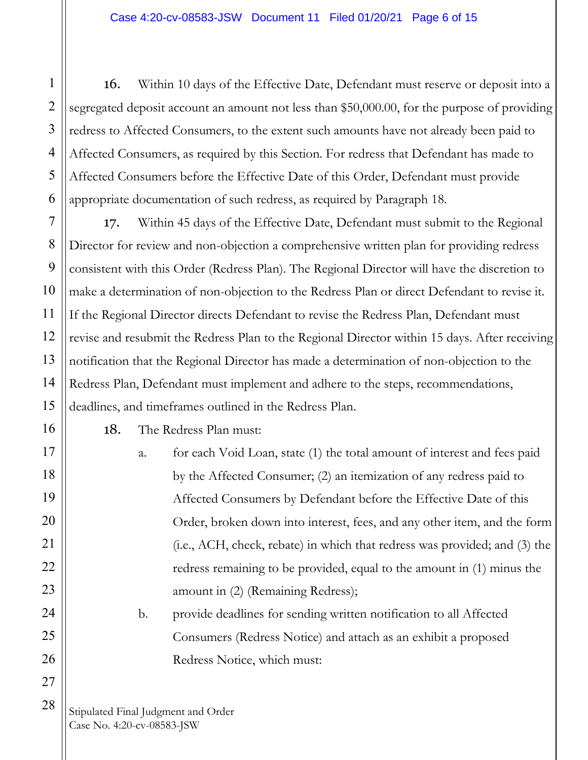**16.** Within 10 days of the Effective Date, Defendant must reserve or deposit into a segregated deposit account an amount not less than $50,000.00, for the purpose of providing redress to Affected Consumers, to the extent such amounts have not already been paid to Affected Consumers, as required by this Section. For redress that Defendant has made to Affected Consumers before the Effective Date of this Order, Defendant must provide appropriate documentation of such redress, as required by Paragraph 18.

**17.** Within 45 days of the Effective Date, Defendant must submit to the Regional Director for review and non-objection a comprehensive written plan for providing redress consistent with this Order (Redress Plan). The Regional Director will have the discretion to make a determination of non-objection to the Redress Plan or direct Defendant to revise it. If the Regional Director directs Defendant to revise the Redress Plan, Defendant must revise and resubmit the Redress Plan to the Regional Director within 15 days. After receiving notification that the Regional Director has made a determination of non-objection to the Redress Plan, Defendant must implement and adhere to the steps, recommendations, deadlines, and timeframes outlined in the Redress Plan.

**18.** The Redress Plan must:

a. for each Void Loan, state (1) the total amount of interest and fees paid by the Affected Consumer; (2) an itemization of any redress paid to Affected Consumers by Defendant before the Effective Date of this Order, broken down into interest, fees, and any other item, and the form (i.e., ACH, check, rebate) in which that redress was provided; and (3) the redress remaining to be provided, equal to the amount in (1) minus the amount in (2) (Remaining Redress);

b. provide deadlines for sending written notification to all Affected Consumers (Redress Notice) and attach as an exhibit a proposed Redress Notice, which must: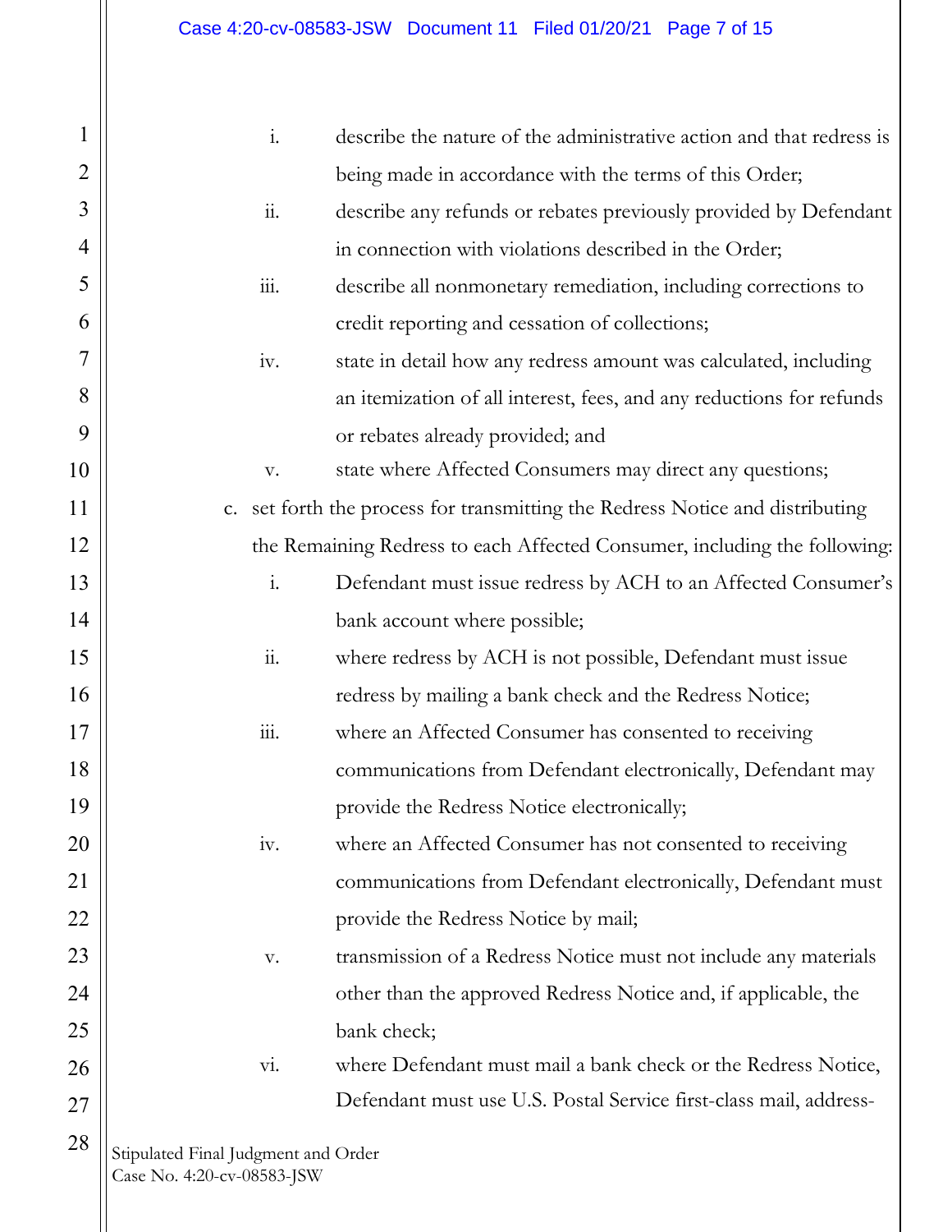i. describe the nature of the administrative action and that redress is being made in accordance with the terms of this Order;

ii. describe any refunds or rebates previously provided by Defendant in connection with violations described in the Order;

iii. describe all nonmonetary remediation, including corrections to credit reporting and cessation of collections;

iv. state in detail how any redress amount was calculated, including an itemization of all interest, fees, and any reductions for refunds or rebates already provided; and

v. state where Affected Consumers may direct any questions;

c. set forth the process for transmitting the Redress Notice and distributing the Remaining Redress to each Affected Consumer, including the following:

i. Defendant must issue redress by ACH to an Affected Consumer's bank account where possible;

ii. where redress by ACH is not possible, Defendant must issue redress by mailing a bank check and the Redress Notice;

iii. where an Affected Consumer has consented to receiving communications from Defendant electronically, Defendant may provide the Redress Notice electronically;

iv. where an Affected Consumer has not consented to receiving communications from Defendant electronically, Defendant must provide the Redress Notice by mail;

v. transmission of a Redress Notice must not include any materials other than the approved Redress Notice and, if applicable, the bank check;

vi. where Defendant must mail a bank check or the Redress Notice, Defendant must use U.S. Postal Service first-class mail, address-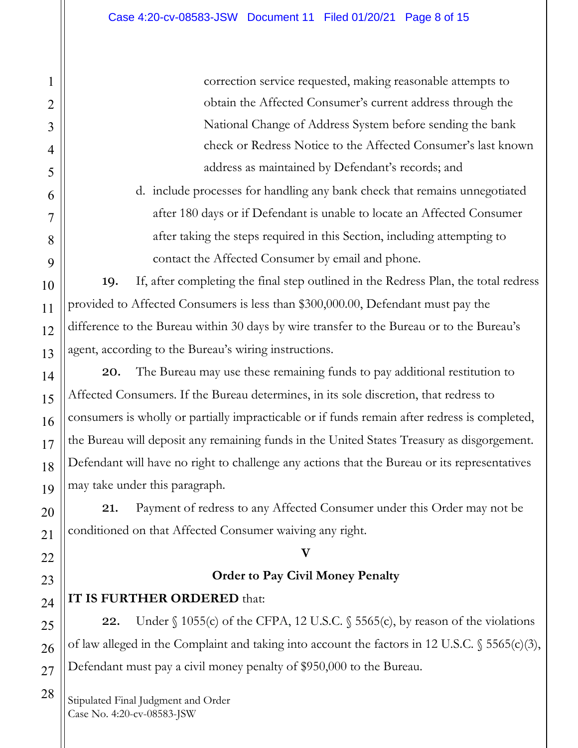correction service requested, making reasonable attempts to obtain the Affected Consumer's current address through the National Change of Address System before sending the bank check or Redress Notice to the Affected Consumer's last known address as maintained by Defendant's records; and

d. include processes for handling any bank check that remains unnegotiated after 180 days or if Defendant is unable to locate an Affected Consumer after taking the steps required in this Section, including attempting to contact the Affected Consumer by email and phone.

**19.** If, after completing the final step outlined in the Redress Plan, the total redress provided to Affected Consumers is less than $300,000.00, Defendant must pay the difference to the Bureau within 30 days by wire transfer to the Bureau or to the Bureau's agent, according to the Bureau's wiring instructions.

**20.** The Bureau may use these remaining funds to pay additional restitution to Affected Consumers. If the Bureau determines, in its sole discretion, that redress to consumers is wholly or partially impracticable or if funds remain after redress is completed, the Bureau will deposit any remaining funds in the United States Treasury as disgorgement. Defendant will have no right to challenge any actions that the Bureau or its representatives may take under this paragraph.

**21.** Payment of redress to any Affected Consumer under this Order may not be conditioned on that Affected Consumer waiving any right.

## V

## Order to Pay Civil Money Penalty

**IT IS FURTHER ORDERED** that:

**22.** Under § 1055(c) of the CFPA, 12 U.S.C. § 5565(c), by reason of the violations of law alleged in the Complaint and taking into account the factors in 12 U.S.C. § 5565(c)(3), Defendant must pay a civil money penalty of $950,000 to the Bureau.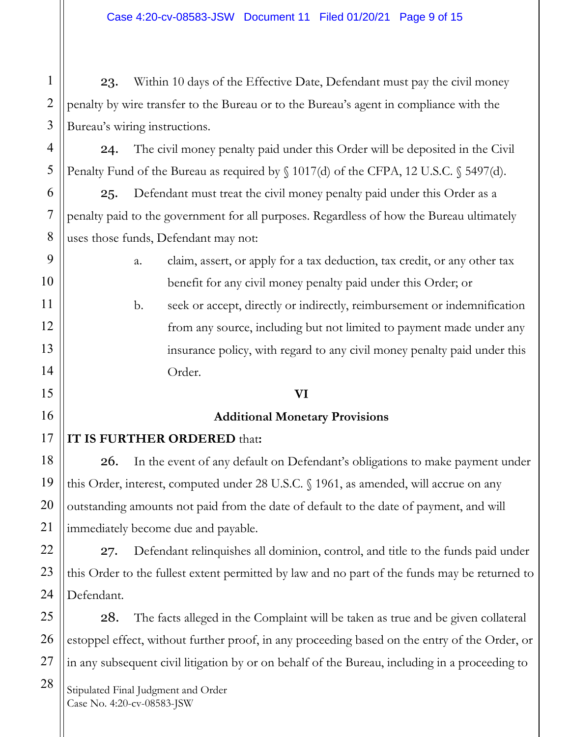23. Within 10 days of the Effective Date, Defendant must pay the civil money penalty by wire transfer to the Bureau or to the Bureau's agent in compliance with the Bureau's wiring instructions.

24. The civil money penalty paid under this Order will be deposited in the Civil Penalty Fund of the Bureau as required by § 1017(d) of the CFPA, 12 U.S.C. § 5497(d).

25. Defendant must treat the civil money penalty paid under this Order as a penalty paid to the government for all purposes. Regardless of how the Bureau ultimately uses those funds, Defendant may not:

a. claim, assert, or apply for a tax deduction, tax credit, or any other tax benefit for any civil money penalty paid under this Order; or

b. seek or accept, directly or indirectly, reimbursement or indemnification from any source, including but not limited to payment made under any insurance policy, with regard to any civil money penalty paid under this Order.

## VI

## Additional Monetary Provisions

**IT IS FURTHER ORDERED** that**:**

26. In the event of any default on Defendant's obligations to make payment under this Order, interest, computed under 28 U.S.C. § 1961, as amended, will accrue on any outstanding amounts not paid from the date of default to the date of payment, and will immediately become due and payable.

27. Defendant relinquishes all dominion, control, and title to the funds paid under this Order to the fullest extent permitted by law and no part of the funds may be returned to Defendant.

28. The facts alleged in the Complaint will be taken as true and be given collateral estoppel effect, without further proof, in any proceeding based on the entry of the Order, or in any subsequent civil litigation by or on behalf of the Bureau, including in a proceeding to

Stipulated Final Judgment and Order
Case No. 4:20-cv-08583-JSW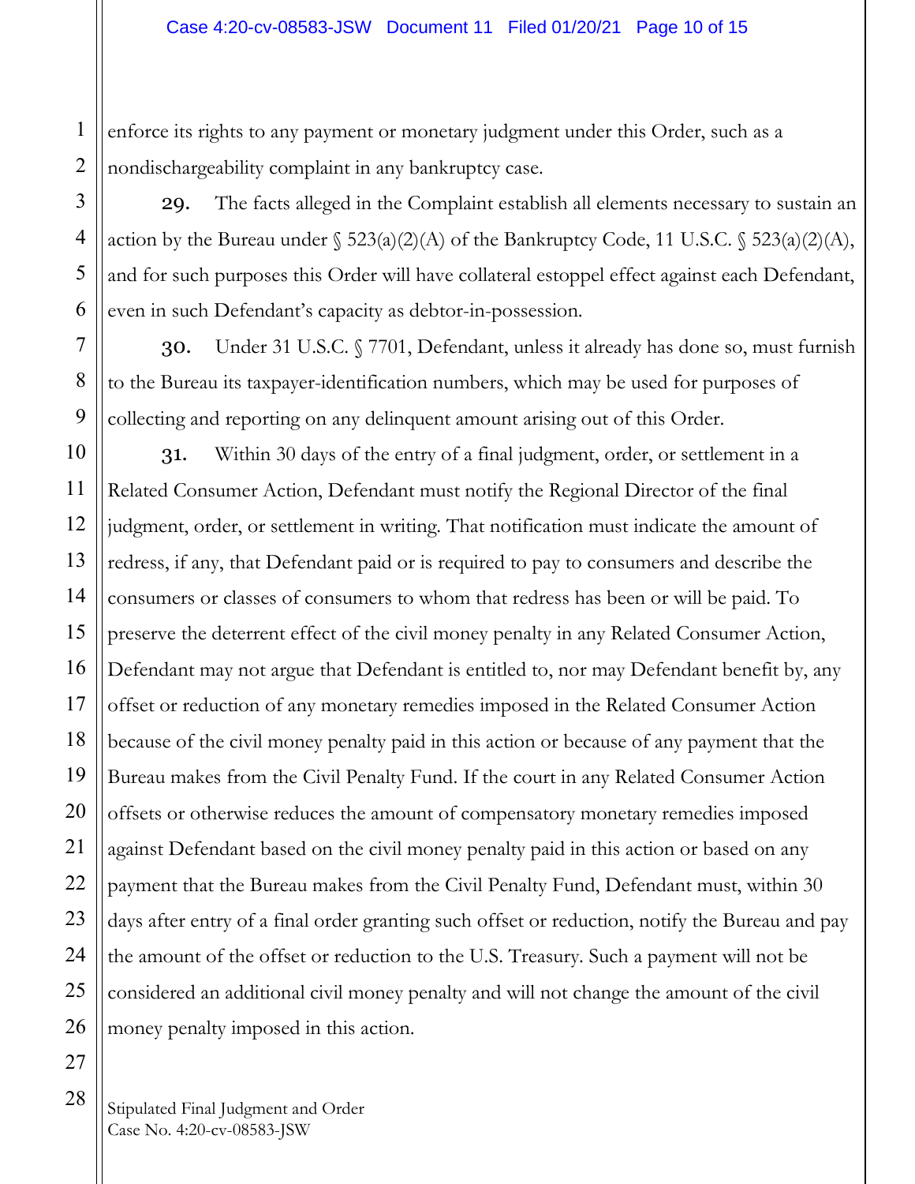enforce its rights to any payment or monetary judgment under this Order, such as a nondischargeability complaint in any bankruptcy case.

**29.** The facts alleged in the Complaint establish all elements necessary to sustain an action by the Bureau under § 523(a)(2)(A) of the Bankruptcy Code, 11 U.S.C. § 523(a)(2)(A), and for such purposes this Order will have collateral estoppel effect against each Defendant, even in such Defendant's capacity as debtor-in-possession.

**30.** Under 31 U.S.C. § 7701, Defendant, unless it already has done so, must furnish to the Bureau its taxpayer-identification numbers, which may be used for purposes of collecting and reporting on any delinquent amount arising out of this Order.

**31.** Within 30 days of the entry of a final judgment, order, or settlement in a Related Consumer Action, Defendant must notify the Regional Director of the final judgment, order, or settlement in writing. That notification must indicate the amount of redress, if any, that Defendant paid or is required to pay to consumers and describe the consumers or classes of consumers to whom that redress has been or will be paid. To preserve the deterrent effect of the civil money penalty in any Related Consumer Action, Defendant may not argue that Defendant is entitled to, nor may Defendant benefit by, any offset or reduction of any monetary remedies imposed in the Related Consumer Action because of the civil money penalty paid in this action or because of any payment that the Bureau makes from the Civil Penalty Fund. If the court in any Related Consumer Action offsets or otherwise reduces the amount of compensatory monetary remedies imposed against Defendant based on the civil money penalty paid in this action or based on any payment that the Bureau makes from the Civil Penalty Fund, Defendant must, within 30 days after entry of a final order granting such offset or reduction, notify the Bureau and pay the amount of the offset or reduction to the U.S. Treasury. Such a payment will not be considered an additional civil money penalty and will not change the amount of the civil money penalty imposed in this action.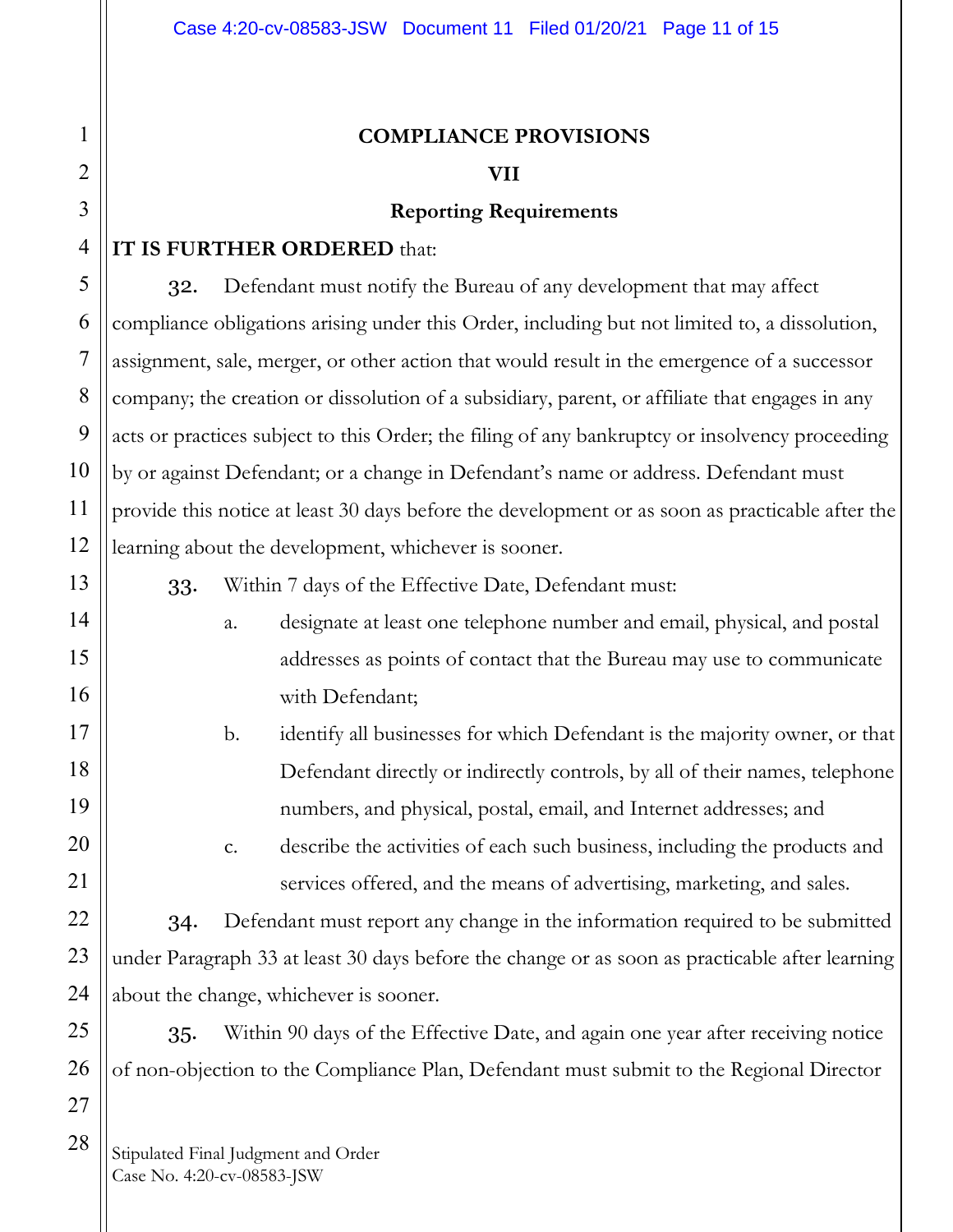**COMPLIANCE PROVISIONS**

**VII**

**Reporting Requirements**

**IT IS FURTHER ORDERED** that:

32. Defendant must notify the Bureau of any development that may affect compliance obligations arising under this Order, including but not limited to, a dissolution, assignment, sale, merger, or other action that would result in the emergence of a successor company; the creation or dissolution of a subsidiary, parent, or affiliate that engages in any acts or practices subject to this Order; the filing of any bankruptcy or insolvency proceeding by or against Defendant; or a change in Defendant's name or address. Defendant must provide this notice at least 30 days before the development or as soon as practicable after the learning about the development, whichever is sooner.

33. Within 7 days of the Effective Date, Defendant must:

   a. designate at least one telephone number and email, physical, and postal addresses as points of contact that the Bureau may use to communicate with Defendant;

   b. identify all businesses for which Defendant is the majority owner, or that Defendant directly or indirectly controls, by all of their names, telephone numbers, and physical, postal, email, and Internet addresses; and

   c. describe the activities of each such business, including the products and services offered, and the means of advertising, marketing, and sales.

34. Defendant must report any change in the information required to be submitted under Paragraph 33 at least 30 days before the change or as soon as practicable after learning about the change, whichever is sooner.

35. Within 90 days of the Effective Date, and again one year after receiving notice of non-objection to the Compliance Plan, Defendant must submit to the Regional Director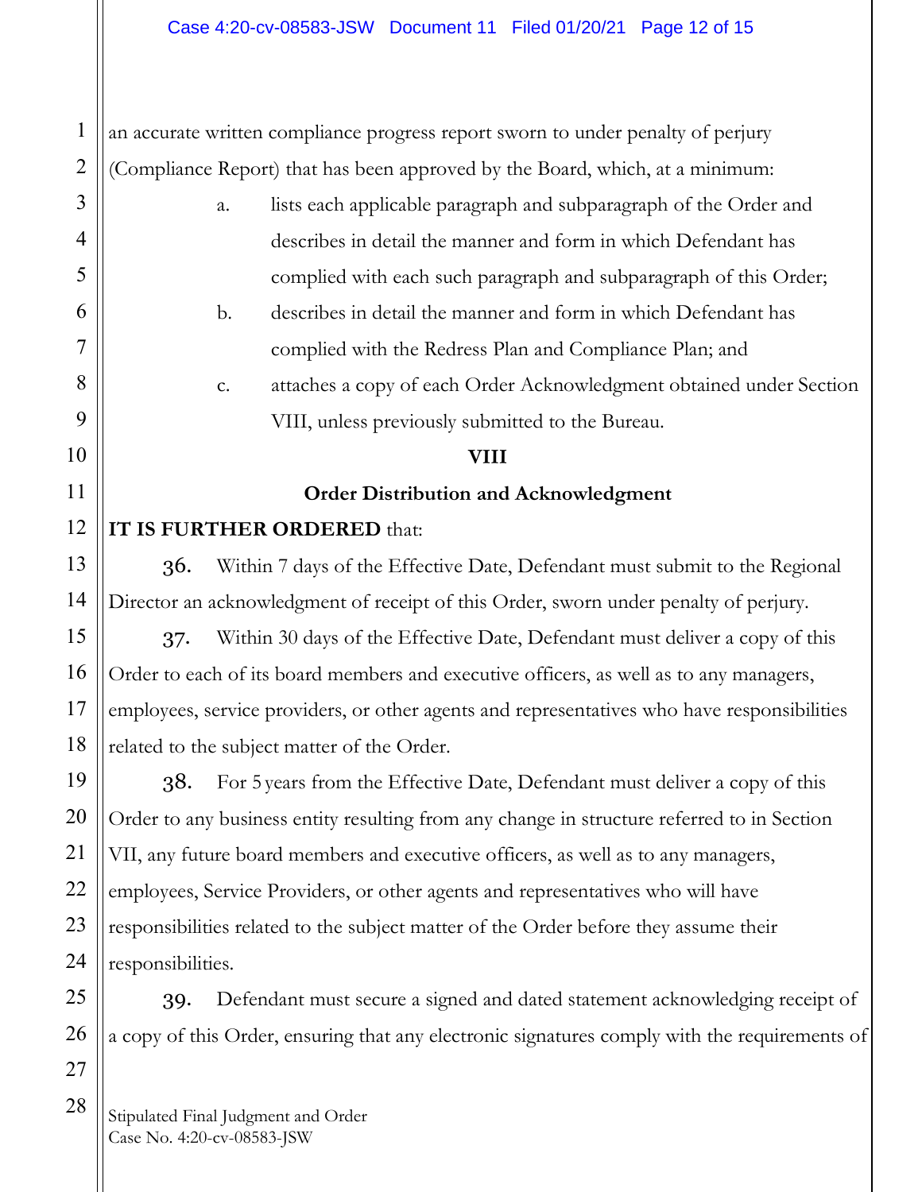an accurate written compliance progress report sworn to under penalty of perjury (Compliance Report) that has been approved by the Board, which, at a minimum:

a. lists each applicable paragraph and subparagraph of the Order and describes in detail the manner and form in which Defendant has complied with each such paragraph and subparagraph of this Order;

b. describes in detail the manner and form in which Defendant has complied with the Redress Plan and Compliance Plan; and

c. attaches a copy of each Order Acknowledgment obtained under Section VIII, unless previously submitted to the Bureau.

## VIII

## Order Distribution and Acknowledgment

**IT IS FURTHER ORDERED** that:

**36.** Within 7 days of the Effective Date, Defendant must submit to the Regional Director an acknowledgment of receipt of this Order, sworn under penalty of perjury.

**37.** Within 30 days of the Effective Date, Defendant must deliver a copy of this Order to each of its board members and executive officers, as well as to any managers, employees, service providers, or other agents and representatives who have responsibilities related to the subject matter of the Order.

**38.** For 5 years from the Effective Date, Defendant must deliver a copy of this Order to any business entity resulting from any change in structure referred to in Section VII, any future board members and executive officers, as well as to any managers, employees, Service Providers, or other agents and representatives who will have responsibilities related to the subject matter of the Order before they assume their responsibilities.

**39.** Defendant must secure a signed and dated statement acknowledging receipt of a copy of this Order, ensuring that any electronic signatures comply with the requirements of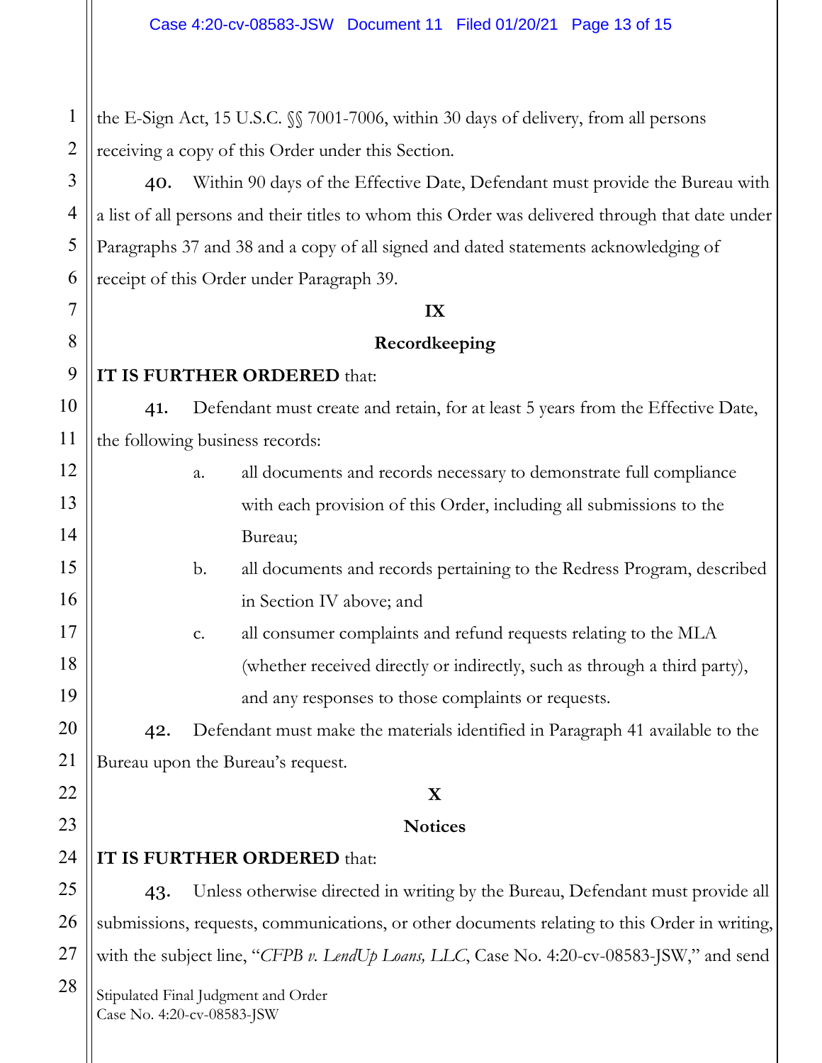the E-Sign Act, 15 U.S.C. §§ 7001-7006, within 30 days of delivery, from all persons receiving a copy of this Order under this Section.

**40.** Within 90 days of the Effective Date, Defendant must provide the Bureau with a list of all persons and their titles to whom this Order was delivered through that date under Paragraphs 37 and 38 and a copy of all signed and dated statements acknowledging of receipt of this Order under Paragraph 39.

## IX

## Recordkeeping

**IT IS FURTHER ORDERED** that:

**41.** Defendant must create and retain, for at least 5 years from the Effective Date, the following business records:

a. all documents and records necessary to demonstrate full compliance with each provision of this Order, including all submissions to the Bureau;

b. all documents and records pertaining to the Redress Program, described in Section IV above; and

c. all consumer complaints and refund requests relating to the MLA (whether received directly or indirectly, such as through a third party), and any responses to those complaints or requests.

**42.** Defendant must make the materials identified in Paragraph 41 available to the Bureau upon the Bureau's request.

## X

## Notices

**IT IS FURTHER ORDERED** that:

**43.** Unless otherwise directed in writing by the Bureau, Defendant must provide all submissions, requests, communications, or other documents relating to this Order in writing, with the subject line, "*CFPB v. LendUp Loans, LLC*, Case No. 4:20-cv-08583-JSW," and send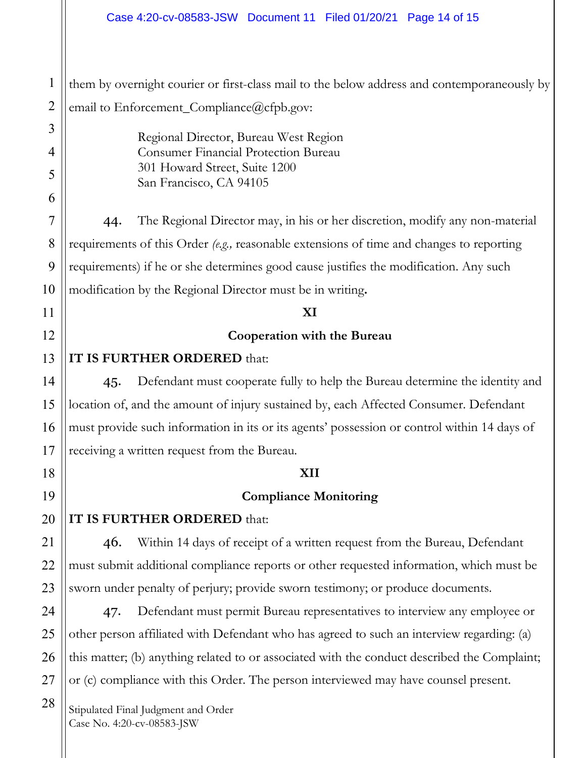them by overnight courier or first-class mail to the below address and contemporaneously by email to Enforcement_Compliance@cfpb.gov:

> Regional Director, Bureau West Region
> Consumer Financial Protection Bureau
> 301 Howard Street, Suite 1200
> San Francisco, CA 94105

44. The Regional Director may, in his or her discretion, modify any non-material requirements of this Order (*e.g.,* reasonable extensions of time and changes to reporting requirements) if he or she determines good cause justifies the modification. Any such modification by the Regional Director must be in writing.

## XI

## Cooperation with the Bureau

**IT IS FURTHER ORDERED** that:

45. Defendant must cooperate fully to help the Bureau determine the identity and location of, and the amount of injury sustained by, each Affected Consumer. Defendant must provide such information in its or its agents' possession or control within 14 days of receiving a written request from the Bureau.

## XII

## Compliance Monitoring

**IT IS FURTHER ORDERED** that:

46. Within 14 days of receipt of a written request from the Bureau, Defendant must submit additional compliance reports or other requested information, which must be sworn under penalty of perjury; provide sworn testimony; or produce documents.

47. Defendant must permit Bureau representatives to interview any employee or other person affiliated with Defendant who has agreed to such an interview regarding: (a) this matter; (b) anything related to or associated with the conduct described the Complaint; or (c) compliance with this Order. The person interviewed may have counsel present.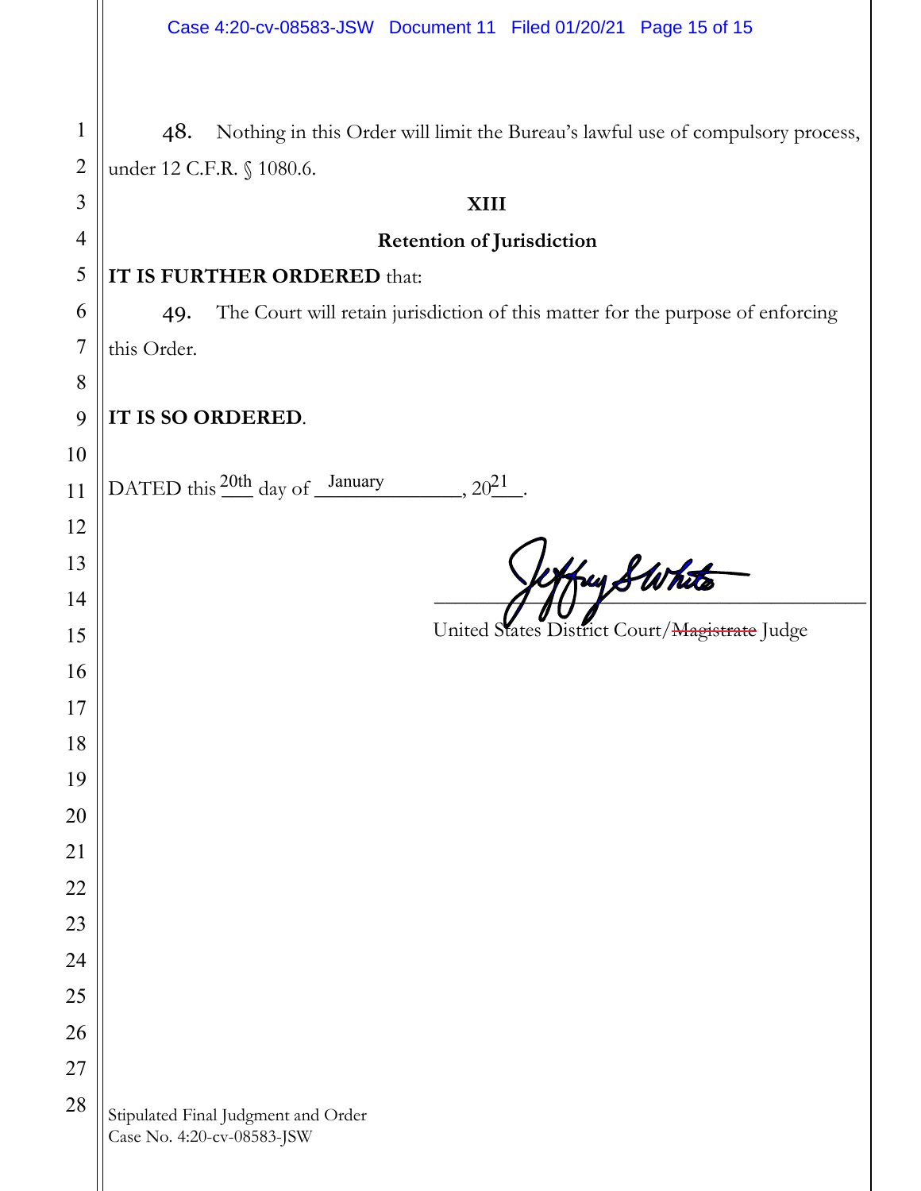48. Nothing in this Order will limit the Bureau's lawful use of compulsory process, under 12 C.F.R. § 1080.6.

## XIII

## Retention of Jurisdiction

**IT IS FURTHER ORDERED** that:

49. The Court will retain jurisdiction of this matter for the purpose of enforcing this Order.

**IT IS SO ORDERED**.

DATED this 20th day of January, 2021.

United States District Court/~~Magistrate~~ Judge

Stipulated Final Judgment and Order
Case No. 4:20-cv-08583-JSW